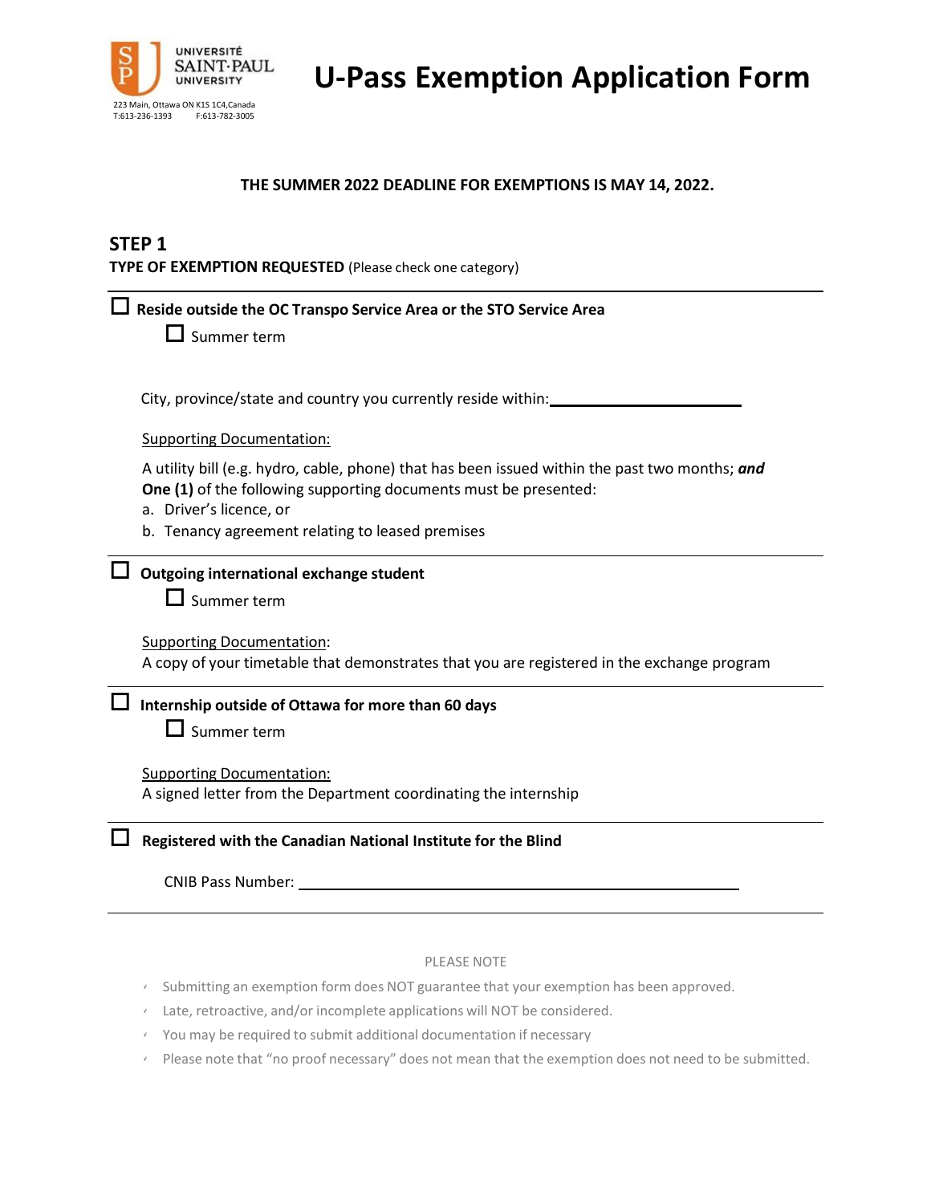UNIVERSITÉ SAINT·PAUL UNIVERSITY

223 Main, Ottawa ON K1S 1C4,Canada
T:613-236-1393 F:613-782-3005

# U-Pass Exemption Application Form

**THE SUMMER 2022 DEADLINE FOR EXEMPTIONS IS MAY 14, 2022.**

## STEP 1

**TYPE OF EXEMPTION REQUESTED** (Please check one category)

---

☐ **Reside outside the OC Transpo Service Area or the STO Service Area**

☐ Summer term

City, province/state and country you currently reside within: ____________________

Supporting Documentation:

A utility bill (e.g. hydro, cable, phone) that has been issued within the past two months; ***and***
**One (1)** of the following supporting documents must be presented:

a. Driver's licence, or
b. Tenancy agreement relating to leased premises

---

☐ **Outgoing international exchange student**

☐ Summer term

Supporting Documentation:
A copy of your timetable that demonstrates that you are registered in the exchange program

---

☐ **Internship outside of Ottawa for more than 60 days**

☐ Summer term

Supporting Documentation:
A signed letter from the Department coordinating the internship

---

☐ **Registered with the Canadian National Institute for the Blind**

CNIB Pass Number: ____________________________________________

---

PLEASE NOTE

- Submitting an exemption form does NOT guarantee that your exemption has been approved.
- Late, retroactive, and/or incomplete applications will NOT be considered.
- You may be required to submit additional documentation if necessary
- Please note that "no proof necessary" does not mean that the exemption does not need to be submitted.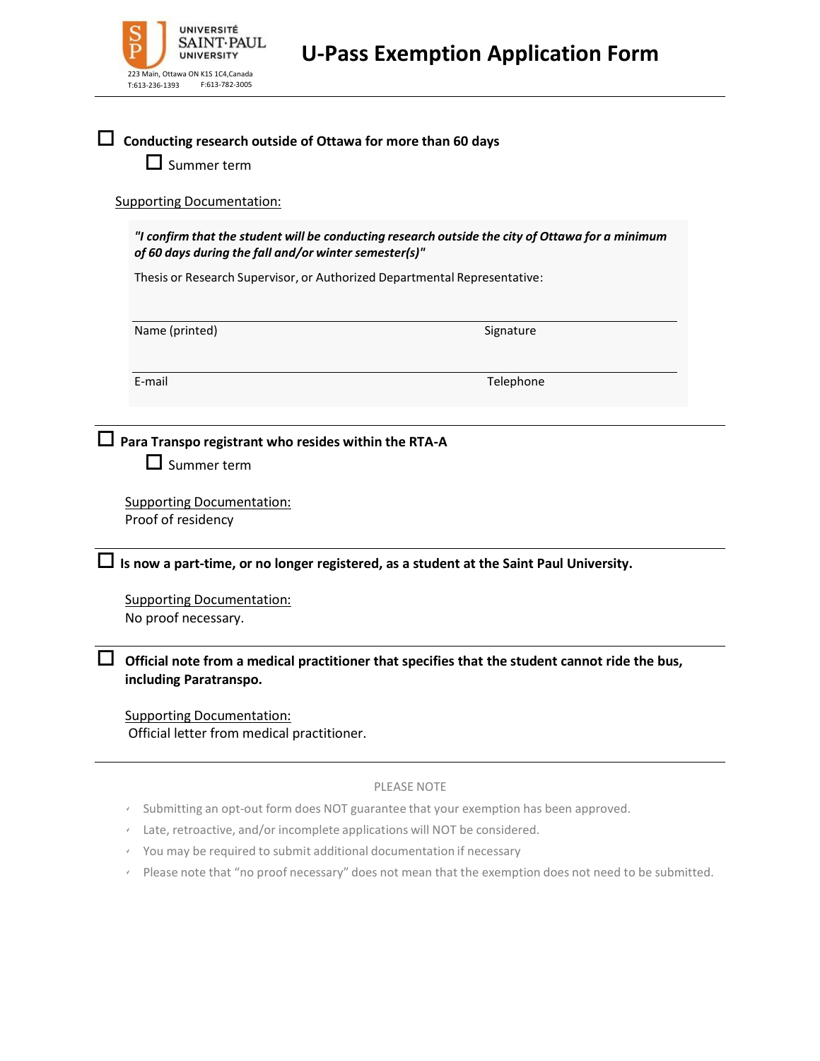UNIVERSITÉ SAINT·PAUL UNIVERSITY
223 Main, Ottawa ON K1S 1C4,Canada
T:613-236-1393 F:613-782-3005

# U-Pass Exemption Application Form

☐ **Conducting research outside of Ottawa for more than 60 days**

☐ Summer term

Supporting Documentation:

***"I confirm that the student will be conducting research outside the city of Ottawa for a minimum of 60 days during the fall and/or winter semester(s)"***

Thesis or Research Supervisor, or Authorized Departmental Representative:

| Name (printed) | Signature |
|---|---|
| E-mail | Telephone |

---

☐ **Para Transpo registrant who resides within the RTA-A**

☐ Summer term

Supporting Documentation:
Proof of residency

---

☐ **Is now a part-time, or no longer registered, as a student at the Saint Paul University.**

Supporting Documentation:
No proof necessary.

---

☐ **Official note from a medical practitioner that specifies that the student cannot ride the bus, including Paratranspo.**

Supporting Documentation:
Official letter from medical practitioner.

---

PLEASE NOTE

- Submitting an opt-out form does NOT guarantee that your exemption has been approved.
- Late, retroactive, and/or incomplete applications will NOT be considered.
- You may be required to submit additional documentation if necessary
- Please note that "no proof necessary" does not mean that the exemption does not need to be submitted.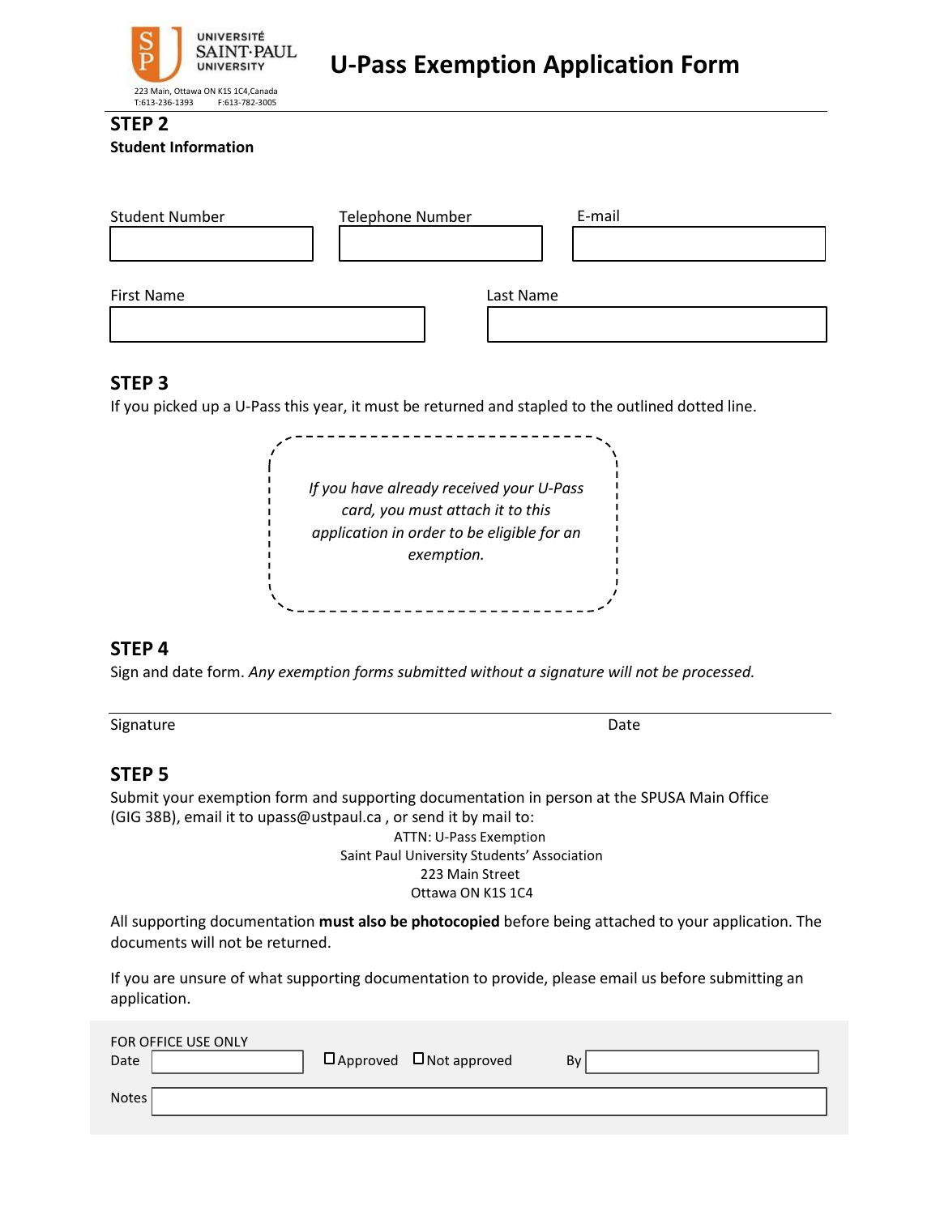UNIVERSITÉ SAINT·PAUL UNIVERSITY

223 Main, Ottawa ON K1S 1C4,Canada
T:613-236-1393 F:613-782-3005

# U-Pass Exemption Application Form

## STEP 2

**Student Information**

Student Number

Telephone Number

E-mail

First Name

Last Name

## STEP 3

If you picked up a U-Pass this year, it must be returned and stapled to the outlined dotted line.

*If you have already received your U-Pass card, you must attach it to this application in order to be eligible for an exemption.*

## STEP 4

Sign and date form. *Any exemption forms submitted without a signature will not be processed.*

Signature

Date

## STEP 5

Submit your exemption form and supporting documentation in person at the SPUSA Main Office (GIG 38B), email it to upass@ustpaul.ca , or send it by mail to:

ATTN: U-Pass Exemption
Saint Paul University Students' Association
223 Main Street
Ottawa ON K1S 1C4

All supporting documentation **must also be photocopied** before being attached to your application. The documents will not be returned.

If you are unsure of what supporting documentation to provide, please email us before submitting an application.

FOR OFFICE USE ONLY

Date

☐ Approved ☐ Not approved

By

Notes